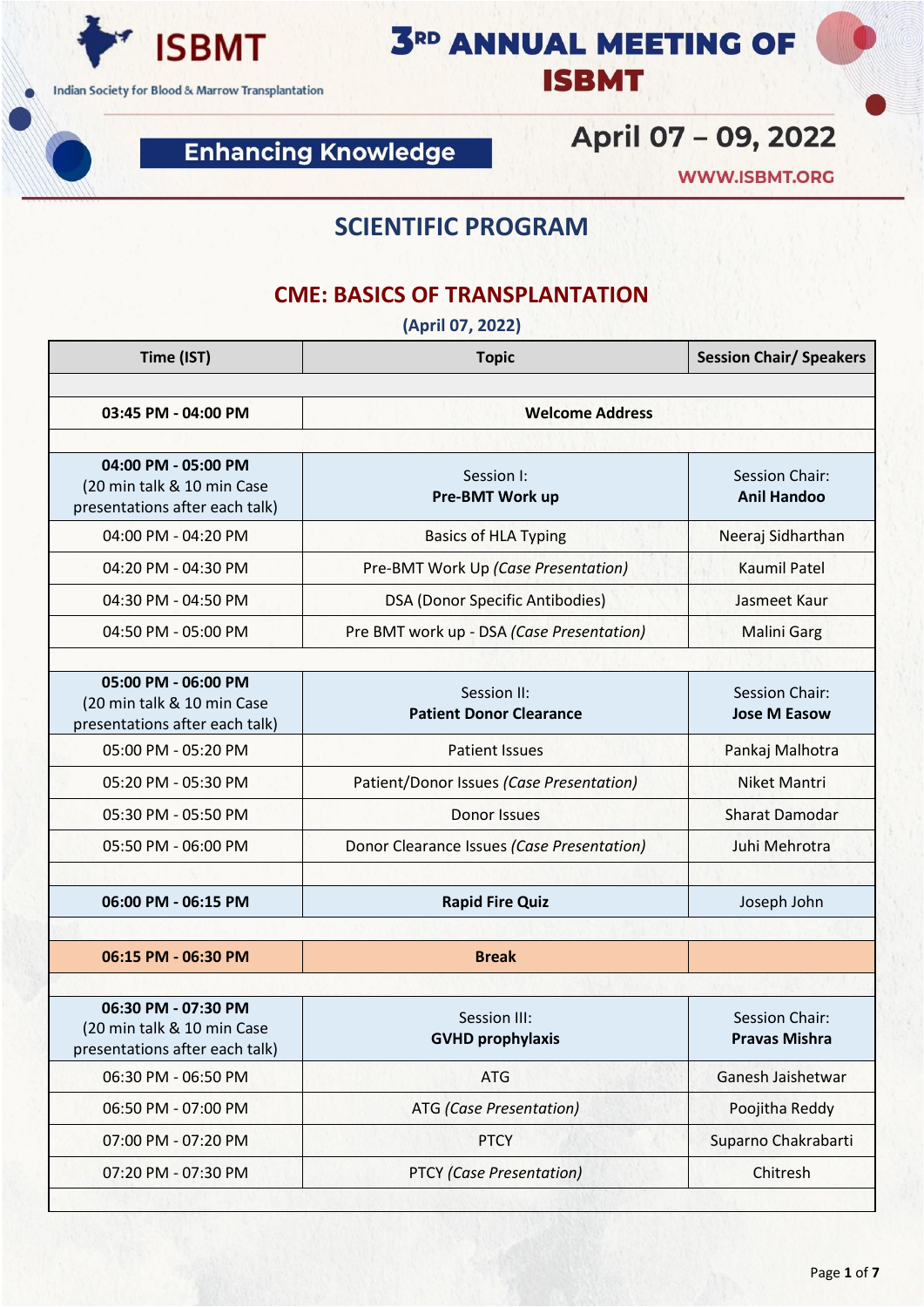# ISBMT

Indian Society for Blood & Marrow Transplantation

# 3RD ANNUAL MEETING OF ISBMT

**Enhancing Knowledge**

**April 07 – 09, 2022**

WWW.ISBMT.ORG

## SCIENTIFIC PROGRAM

## CME: BASICS OF TRANSPLANTATION

**(April 07, 2022)**

| Time (IST) | Topic | Session Chair/ Speakers |
|---|---|---|
| | | |
| **03:45 PM - 04:00 PM** | **Welcome Address** | |
| | | |
| **04:00 PM - 05:00 PM** (20 min talk & 10 min Case presentations after each talk) | Session I: **Pre-BMT Work up** | Session Chair: **Anil Handoo** |
| 04:00 PM - 04:20 PM | Basics of HLA Typing | Neeraj Sidharthan |
| 04:20 PM - 04:30 PM | Pre-BMT Work Up *(Case Presentation)* | Kaumil Patel |
| 04:30 PM - 04:50 PM | DSA (Donor Specific Antibodies) | Jasmeet Kaur |
| 04:50 PM - 05:00 PM | Pre BMT work up - DSA *(Case Presentation)* | Malini Garg |
| | | |
| **05:00 PM - 06:00 PM** (20 min talk & 10 min Case presentations after each talk) | Session II: **Patient Donor Clearance** | Session Chair: **Jose M Easow** |
| 05:00 PM - 05:20 PM | Patient Issues | Pankaj Malhotra |
| 05:20 PM - 05:30 PM | Patient/Donor Issues *(Case Presentation)* | Niket Mantri |
| 05:30 PM - 05:50 PM | Donor Issues | Sharat Damodar |
| 05:50 PM - 06:00 PM | Donor Clearance Issues *(Case Presentation)* | Juhi Mehrotra |
| | | |
| **06:00 PM - 06:15 PM** | **Rapid Fire Quiz** | Joseph John |
| | | |
| **06:15 PM - 06:30 PM** | **Break** | |
| | | |
| **06:30 PM - 07:30 PM** (20 min talk & 10 min Case presentations after each talk) | Session III: **GVHD prophylaxis** | Session Chair: **Pravas Mishra** |
| 06:30 PM - 06:50 PM | ATG | Ganesh Jaishetwar |
| 06:50 PM - 07:00 PM | ATG *(Case Presentation)* | Poojitha Reddy |
| 07:00 PM - 07:20 PM | PTCY | Suparno Chakrabarti |
| 07:20 PM - 07:30 PM | PTCY *(Case Presentation)* | Chitresh |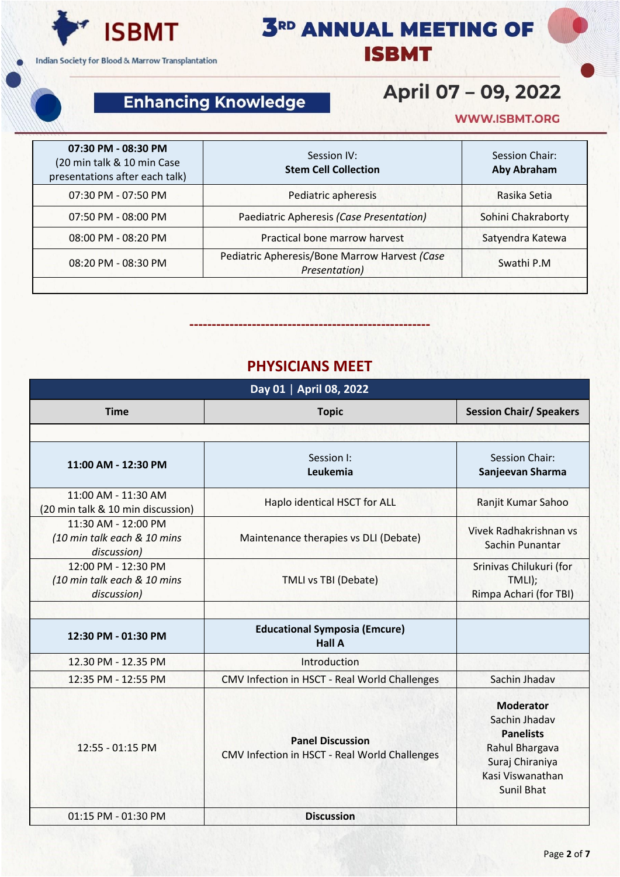| 07:30 PM - 08:30 PM (20 min talk & 10 min Case presentations after each talk) | Session IV: **Stem Cell Collection** | Session Chair: **Aby Abraham** |
|---|---|---|
| 07:30 PM - 07:50 PM | Pediatric apheresis | Rasika Setia |
| 07:50 PM - 08:00 PM | Paediatric Apheresis *(Case Presentation)* | Sohini Chakraborty |
| 08:00 PM - 08:20 PM | Practical bone marrow harvest | Satyendra Katewa |
| 08:20 PM - 08:30 PM | Pediatric Apheresis/Bone Marrow Harvest *(Case Presentation)* | Swathi P.M |
| | | |

------------------------------------------------------

## PHYSICIANS MEET

| Day 01 \| April 08, 2022 | | |
|---|---|---|
| **Time** | **Topic** | **Session Chair/ Speakers** |
| | | |
| **11:00 AM - 12:30 PM** | Session I: **Leukemia** | Session Chair: **Sanjeevan Sharma** |
| 11:00 AM - 11:30 AM (20 min talk & 10 min discussion) | Haplo identical HSCT for ALL | Ranjit Kumar Sahoo |
| 11:30 AM - 12:00 PM *(10 min talk each & 10 mins discussion)* | Maintenance therapies vs DLI (Debate) | Vivek Radhakrishnan vs Sachin Punantar |
| 12:00 PM - 12:30 PM *(10 min talk each & 10 mins discussion)* | TMLI vs TBI (Debate) | Srinivas Chilukuri (for TMLI); Rimpa Achari (for TBI) |
| | | |
| **12:30 PM - 01:30 PM** | **Educational Symposia (Emcure) Hall A** | |
| 12.30 PM - 12.35 PM | Introduction | |
| 12:35 PM - 12:55 PM | CMV Infection in HSCT - Real World Challenges | Sachin Jhadav |
| 12:55 - 01:15 PM | **Panel Discussion** CMV Infection in HSCT - Real World Challenges | **Moderator** Sachin Jhadav **Panelists** Rahul Bhargava Suraj Chiraniya Kasi Viswanathan Sunil Bhat |
| 01:15 PM - 01:30 PM | **Discussion** | |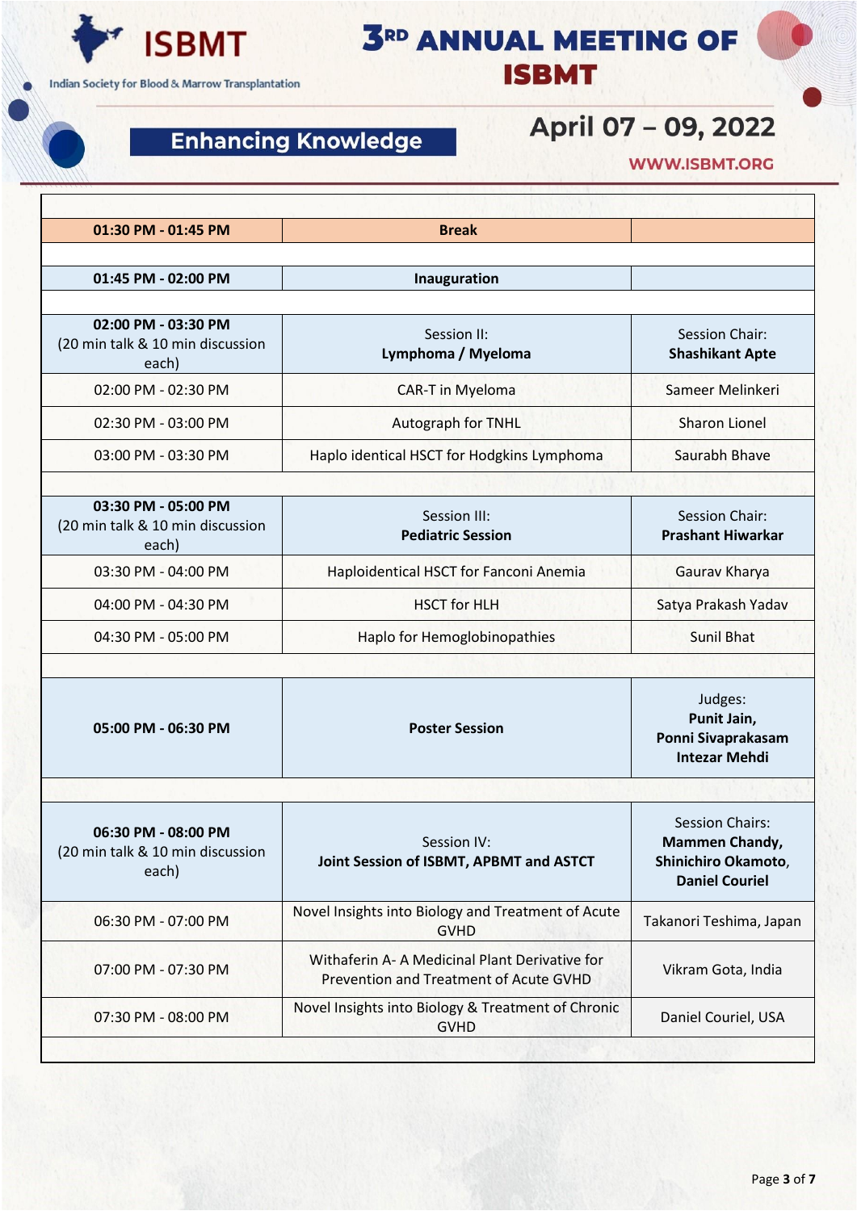| | | |
|---|---|---|
| **01:30 PM - 01:45 PM** | **Break** | |
| | | |
| **01:45 PM - 02:00 PM** | **Inauguration** | |
| | | |
| **02:00 PM - 03:30 PM** (20 min talk & 10 min discussion each) | Session II: **Lymphoma / Myeloma** | Session Chair: **Shashikant Apte** |
| 02:00 PM - 02:30 PM | CAR-T in Myeloma | Sameer Melinkeri |
| 02:30 PM - 03:00 PM | Autograph for TNHL | Sharon Lionel |
| 03:00 PM - 03:30 PM | Haplo identical HSCT for Hodgkins Lymphoma | Saurabh Bhave |
| | | |
| **03:30 PM - 05:00 PM** (20 min talk & 10 min discussion each) | Session III: **Pediatric Session** | Session Chair: **Prashant Hiwarkar** |
| 03:30 PM - 04:00 PM | Haploidentical HSCT for Fanconi Anemia | Gaurav Kharya |
| 04:00 PM - 04:30 PM | HSCT for HLH | Satya Prakash Yadav |
| 04:30 PM - 05:00 PM | Haplo for Hemoglobinopathies | Sunil Bhat |
| | | |
| **05:00 PM - 06:30 PM** | **Poster Session** | Judges: **Punit Jain, Ponni Sivaprakasam Intezar Mehdi** |
| | | |
| **06:30 PM - 08:00 PM** (20 min talk & 10 min discussion each) | Session IV: **Joint Session of ISBMT, APBMT and ASTCT** | Session Chairs: **Mammen Chandy, Shinichiro Okamoto, Daniel Couriel** |
| 06:30 PM - 07:00 PM | Novel Insights into Biology and Treatment of Acute GVHD | Takanori Teshima, Japan |
| 07:00 PM - 07:30 PM | Withaferin A- A Medicinal Plant Derivative for Prevention and Treatment of Acute GVHD | Vikram Gota, India |
| 07:30 PM - 08:00 PM | Novel Insights into Biology & Treatment of Chronic GVHD | Daniel Couriel, USA |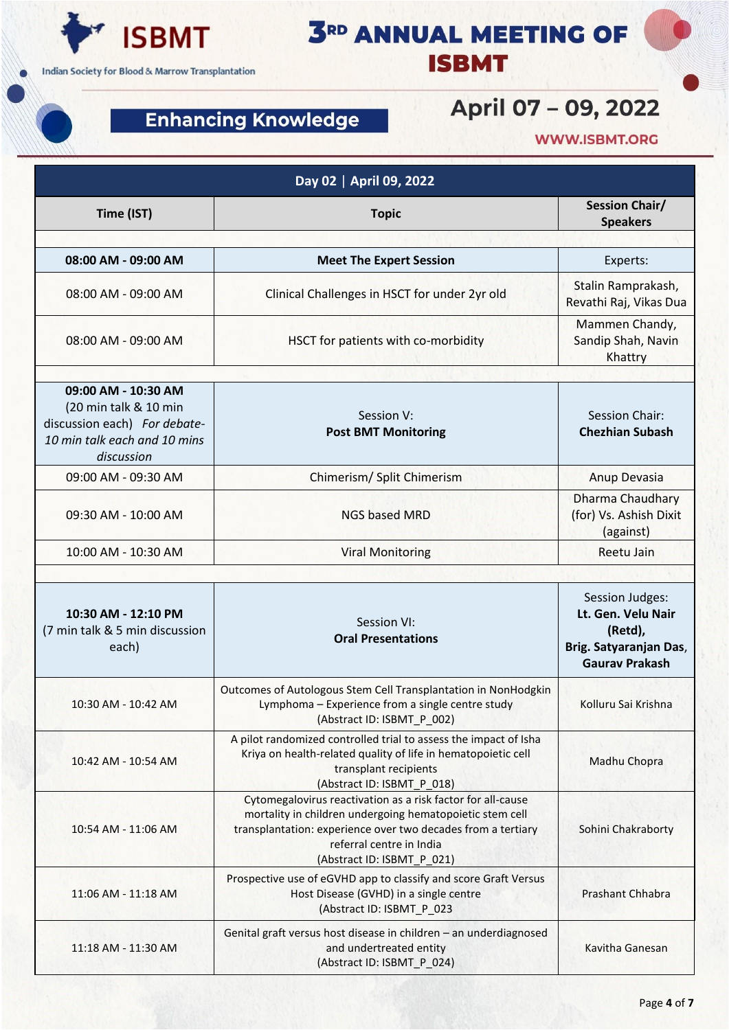# 3RD ANNUAL MEETING OF ISBMT

**ISBMT** – Indian Society for Blood & Marrow Transplantation

**Enhancing Knowledge**

**April 07 – 09, 2022**

WWW.ISBMT.ORG

| Day 02 \| April 09, 2022 | | |
|---|---|---|
| **Time (IST)** | **Topic** | **Session Chair/ Speakers** |
| | | |
| **08:00 AM - 09:00 AM** | **Meet The Expert Session** | Experts: |
| 08:00 AM - 09:00 AM | Clinical Challenges in HSCT for under 2yr old | Stalin Ramprakash, Revathi Raj, Vikas Dua |
| 08:00 AM - 09:00 AM | HSCT for patients with co-morbidity | Mammen Chandy, Sandip Shah, Navin Khattry |
| | | |
| **09:00 AM - 10:30 AM** (20 min talk & 10 min discussion each) *For debate- 10 min talk each and 10 mins discussion* | Session V: **Post BMT Monitoring** | Session Chair: **Chezhian Subash** |
| 09:00 AM - 09:30 AM | Chimerism/ Split Chimerism | Anup Devasia |
| 09:30 AM - 10:00 AM | NGS based MRD | Dharma Chaudhary (for) Vs. Ashish Dixit (against) |
| 10:00 AM - 10:30 AM | Viral Monitoring | Reetu Jain |
| | | |
| **10:30 AM - 12:10 PM** (7 min talk & 5 min discussion each) | Session VI: **Oral Presentations** | Session Judges: **Lt. Gen. Velu Nair (Retd), Brig. Satyaranjan Das, Gaurav Prakash** |
| 10:30 AM - 10:42 AM | Outcomes of Autologous Stem Cell Transplantation in NonHodgkin Lymphoma – Experience from a single centre study (Abstract ID: ISBMT_P_002) | Kolluru Sai Krishna |
| 10:42 AM - 10:54 AM | A pilot randomized controlled trial to assess the impact of Isha Kriya on health-related quality of life in hematopoietic cell transplant recipients (Abstract ID: ISBMT_P_018) | Madhu Chopra |
| 10:54 AM - 11:06 AM | Cytomegalovirus reactivation as a risk factor for all-cause mortality in children undergoing hematopoietic stem cell transplantation: experience over two decades from a tertiary referral centre in India (Abstract ID: ISBMT_P_021) | Sohini Chakraborty |
| 11:06 AM - 11:18 AM | Prospective use of eGVHD app to classify and score Graft Versus Host Disease (GVHD) in a single centre (Abstract ID: ISBMT_P_023 | Prashant Chhabra |
| 11:18 AM - 11:30 AM | Genital graft versus host disease in children – an underdiagnosed and undertreated entity (Abstract ID: ISBMT_P_024) | Kavitha Ganesan |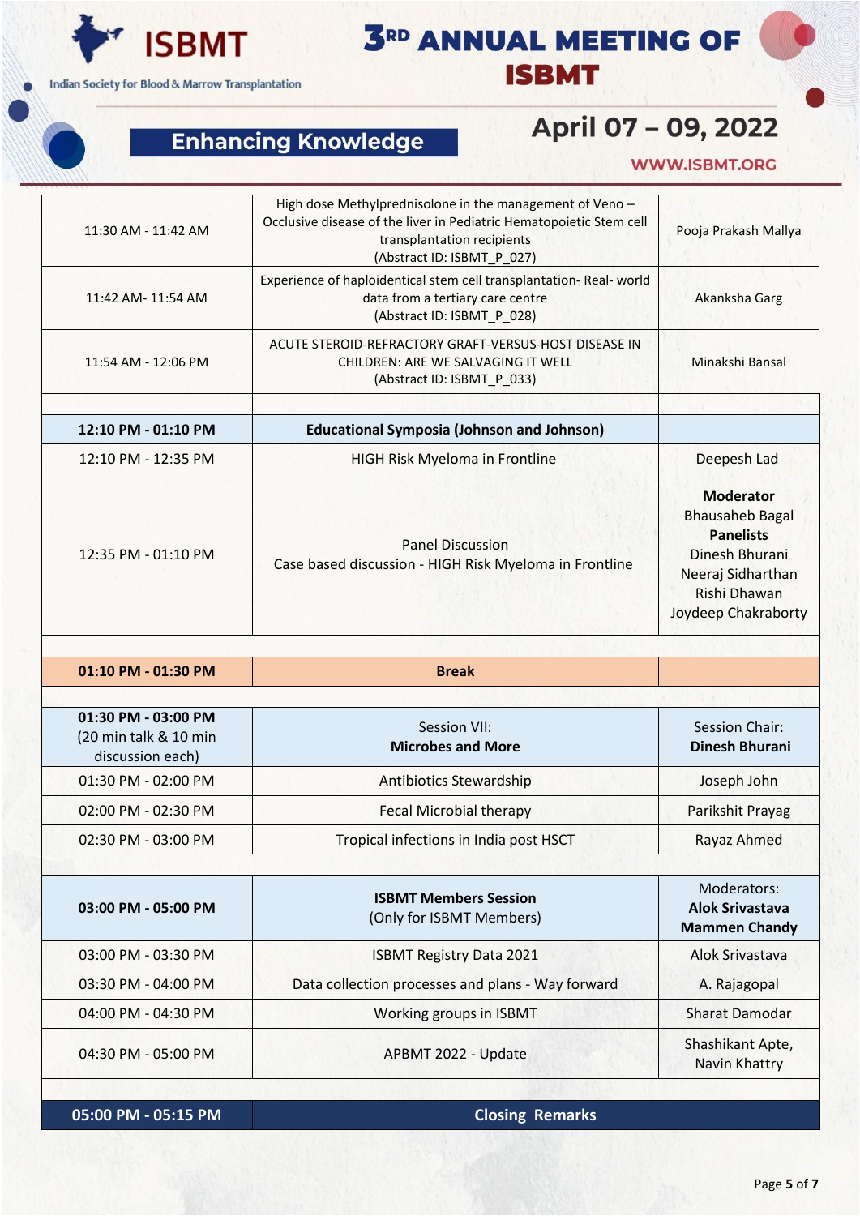| | | |
|---|---|---|
| 11:30 AM - 11:42 AM | High dose Methylprednisolone in the management of Veno – Occlusive disease of the liver in Pediatric Hematopoietic Stem cell transplantation recipients (Abstract ID: ISBMT_P_027) | Pooja Prakash Mallya |
| 11:42 AM- 11:54 AM | Experience of haploidentical stem cell transplantation- Real- world data from a tertiary care centre (Abstract ID: ISBMT_P_028) | Akanksha Garg |
| 11:54 AM - 12:06 PM | ACUTE STEROID-REFRACTORY GRAFT-VERSUS-HOST DISEASE IN CHILDREN: ARE WE SALVAGING IT WELL (Abstract ID: ISBMT_P_033) | Minakshi Bansal |
| | | |
| **12:10 PM - 01:10 PM** | **Educational Symposia (Johnson and Johnson)** | |
| 12:10 PM - 12:35 PM | HIGH Risk Myeloma in Frontline | Deepesh Lad |
| 12:35 PM - 01:10 PM | Panel Discussion<br>Case based discussion - HIGH Risk Myeloma in Frontline | **Moderator**<br>Bhausaheb Bagal<br>**Panelists**<br>Dinesh Bhurani<br>Neeraj Sidharthan<br>Rishi Dhawan<br>Joydeep Chakraborty |
| | | |
| **01:10 PM - 01:30 PM** | **Break** | |
| | | |
| **01:30 PM - 03:00 PM** (20 min talk & 10 min discussion each) | Session VII:<br>**Microbes and More** | Session Chair:<br>**Dinesh Bhurani** |
| 01:30 PM - 02:00 PM | Antibiotics Stewardship | Joseph John |
| 02:00 PM - 02:30 PM | Fecal Microbial therapy | Parikshit Prayag |
| 02:30 PM - 03:00 PM | Tropical infections in India post HSCT | Rayaz Ahmed |
| | | |
| **03:00 PM - 05:00 PM** | **ISBMT Members Session**<br>(Only for ISBMT Members) | Moderators:<br>**Alok Srivastava**<br>**Mammen Chandy** |
| 03:00 PM - 03:30 PM | ISBMT Registry Data 2021 | Alok Srivastava |
| 03:30 PM - 04:00 PM | Data collection processes and plans - Way forward | A. Rajagopal |
| 04:00 PM - 04:30 PM | Working groups in ISBMT | Sharat Damodar |
| 04:30 PM - 05:00 PM | APBMT 2022 - Update | Shashikant Apte,<br>Navin Khattry |
| | | |
| **05:00 PM - 05:15 PM** | **Closing Remarks** | |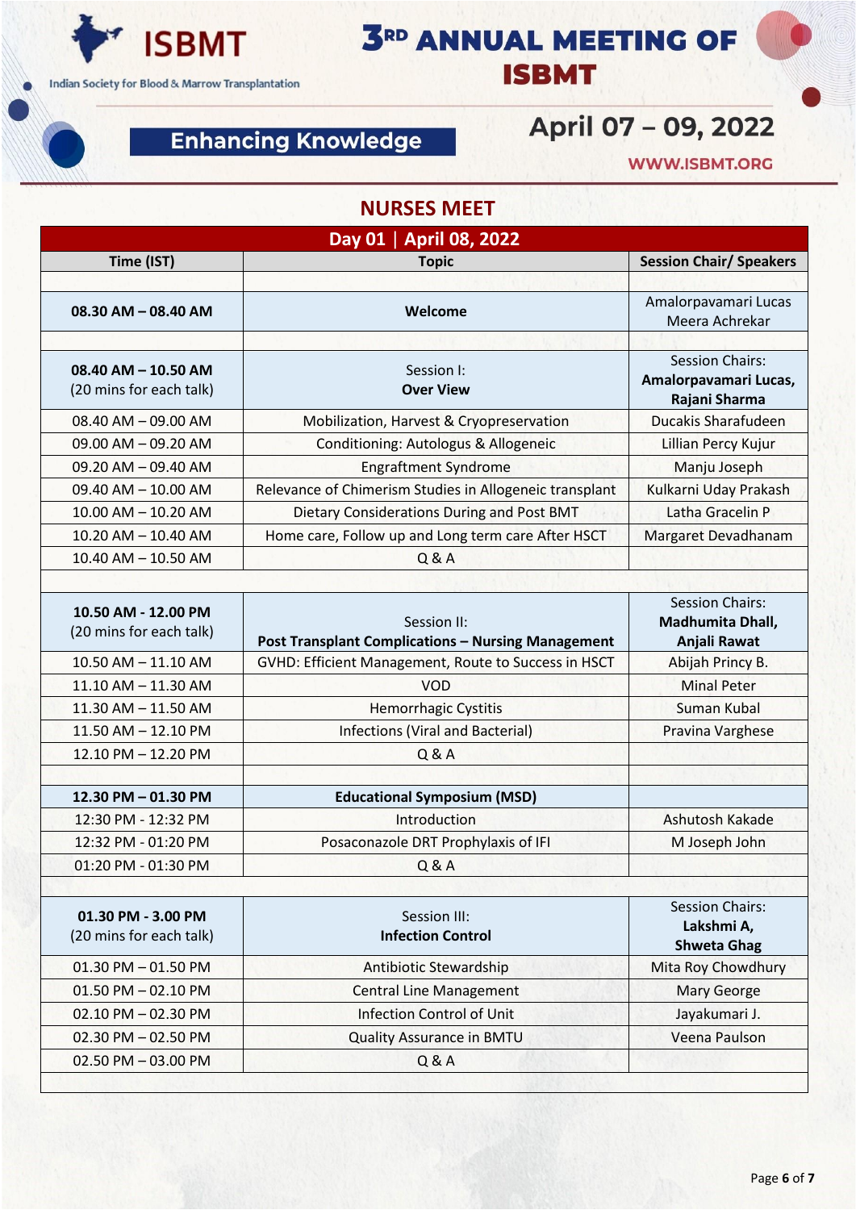# ISBMT

Indian Society for Blood & Marrow Transplantation

# 3RD ANNUAL MEETING OF ISBMT

**Enhancing Knowledge**

## April 07 – 09, 2022

WWW.ISBMT.ORG

## NURSES MEET

| Day 01 \| April 08, 2022 | | |
|---|---|---|
| **Time (IST)** | **Topic** | **Session Chair/ Speakers** |
| | | |
| **08.30 AM – 08.40 AM** | **Welcome** | Amalorpavamari Lucas<br>Meera Achrekar |
| | | |
| **08.40 AM – 10.50 AM**<br>(20 mins for each talk) | Session I:<br>**Over View** | Session Chairs:<br>**Amalorpavamari Lucas, Rajani Sharma** |
| 08.40 AM – 09.00 AM | Mobilization, Harvest & Cryopreservation | Ducakis Sharafudeen |
| 09.00 AM – 09.20 AM | Conditioning: Autologus & Allogeneic | Lillian Percy Kujur |
| 09.20 AM – 09.40 AM | Engraftment Syndrome | Manju Joseph |
| 09.40 AM – 10.00 AM | Relevance of Chimerism Studies in Allogeneic transplant | Kulkarni Uday Prakash |
| 10.00 AM – 10.20 AM | Dietary Considerations During and Post BMT | Latha Gracelin P |
| 10.20 AM – 10.40 AM | Home care, Follow up and Long term care After HSCT | Margaret Devadhanam |
| 10.40 AM – 10.50 AM | Q & A | |
| | | |
| **10.50 AM - 12.00 PM**<br>(20 mins for each talk) | Session II:<br>**Post Transplant Complications – Nursing Management** | Session Chairs:<br>**Madhumita Dhall, Anjali Rawat** |
| 10.50 AM – 11.10 AM | GVHD: Efficient Management, Route to Success in HSCT | Abijah Princy B. |
| 11.10 AM – 11.30 AM | VOD | Minal Peter |
| 11.30 AM – 11.50 AM | Hemorrhagic Cystitis | Suman Kubal |
| 11.50 AM – 12.10 PM | Infections (Viral and Bacterial) | Pravina Varghese |
| 12.10 PM – 12.20 PM | Q & A | |
| | | |
| **12.30 PM – 01.30 PM** | **Educational Symposium (MSD)** | |
| 12:30 PM - 12:32 PM | Introduction | Ashutosh Kakade |
| 12:32 PM - 01:20 PM | Posaconazole DRT Prophylaxis of IFI | M Joseph John |
| 01:20 PM - 01:30 PM | Q & A | |
| | | |
| **01.30 PM - 3.00 PM**<br>(20 mins for each talk) | Session III:<br>**Infection Control** | Session Chairs:<br>**Lakshmi A, Shweta Ghag** |
| 01.30 PM – 01.50 PM | Antibiotic Stewardship | Mita Roy Chowdhury |
| 01.50 PM – 02.10 PM | Central Line Management | Mary George |
| 02.10 PM – 02.30 PM | Infection Control of Unit | Jayakumari J. |
| 02.30 PM – 02.50 PM | Quality Assurance in BMTU | Veena Paulson |
| 02.50 PM – 03.00 PM | Q & A | |
| | | |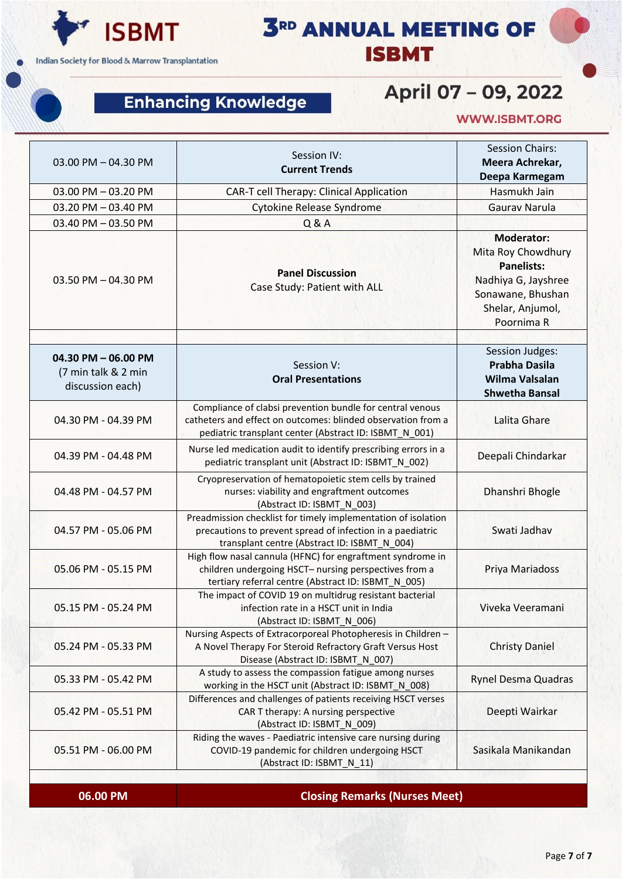| | | |
|---|---|---|
| 03.00 PM – 04.30 PM | Session IV: **Current Trends** | Session Chairs: **Meera Achrekar, Deepa Karmegam** |
| 03.00 PM – 03.20 PM | CAR-T cell Therapy: Clinical Application | Hasmukh Jain |
| 03.20 PM – 03.40 PM | Cytokine Release Syndrome | Gaurav Narula |
| 03.40 PM – 03.50 PM | Q & A | |
| 03.50 PM – 04.30 PM | **Panel Discussion** Case Study: Patient with ALL | **Moderator:** Mita Roy Chowdhury **Panelists:** Nadhiya G, Jayshree Sonawane, Bhushan Shelar, Anjumol, Poornima R |
| | | |
| **04.30 PM – 06.00 PM** (7 min talk & 2 min discussion each) | Session V: **Oral Presentations** | Session Judges: **Prabha Dasila Wilma Valsalan Shwetha Bansal** |
| 04.30 PM - 04.39 PM | Compliance of clabsi prevention bundle for central venous catheters and effect on outcomes: blinded observation from a pediatric transplant center (Abstract ID: ISBMT_N_001) | Lalita Ghare |
| 04.39 PM - 04.48 PM | Nurse led medication audit to identify prescribing errors in a pediatric transplant unit (Abstract ID: ISBMT_N_002) | Deepali Chindarkar |
| 04.48 PM - 04.57 PM | Cryopreservation of hematopoietic stem cells by trained nurses: viability and engraftment outcomes (Abstract ID: ISBMT_N_003) | Dhanshri Bhogle |
| 04.57 PM - 05.06 PM | Preadmission checklist for timely implementation of isolation precautions to prevent spread of infection in a paediatric transplant centre (Abstract ID: ISBMT_N_004) | Swati Jadhav |
| 05.06 PM - 05.15 PM | High flow nasal cannula (HFNC) for engraftment syndrome in children undergoing HSCT– nursing perspectives from a tertiary referral centre (Abstract ID: ISBMT_N_005) | Priya Mariadoss |
| 05.15 PM - 05.24 PM | The impact of COVID 19 on multidrug resistant bacterial infection rate in a HSCT unit in India (Abstract ID: ISBMT_N_006) | Viveka Veeramani |
| 05.24 PM - 05.33 PM | Nursing Aspects of Extracorporeal Photopheresis in Children – A Novel Therapy For Steroid Refractory Graft Versus Host Disease (Abstract ID: ISBMT_N_007) | Christy Daniel |
| 05.33 PM - 05.42 PM | A study to assess the compassion fatigue among nurses working in the HSCT unit (Abstract ID: ISBMT_N_008) | Rynel Desma Quadras |
| 05.42 PM - 05.51 PM | Differences and challenges of patients receiving HSCT verses CAR T therapy: A nursing perspective (Abstract ID: ISBMT_N_009) | Deepti Wairkar |
| 05.51 PM - 06.00 PM | Riding the waves - Paediatric intensive care nursing during COVID-19 pandemic for children undergoing HSCT (Abstract ID: ISBMT_N_11) | Sasikala Manikandan |
| | | |
| **06.00 PM** | **Closing Remarks (Nurses Meet)** | |